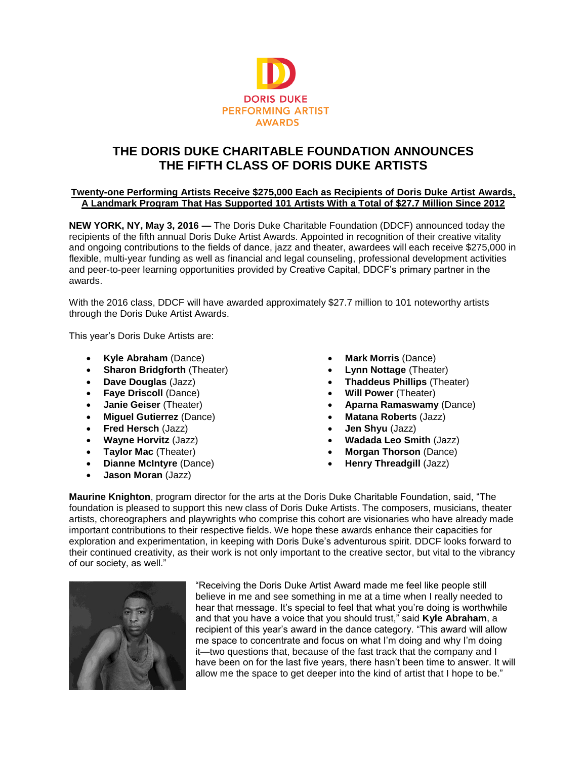DORIS DUKE
PERFORMING ARTIST
AWARDS

# THE DORIS DUKE CHARITABLE FOUNDATION ANNOUNCES THE FIFTH CLASS OF DORIS DUKE ARTISTS

**Twenty-one Performing Artists Receive $275,000 Each as Recipients of Doris Duke Artist Awards, A Landmark Program That Has Supported 101 Artists With a Total of $27.7 Million Since 2012**

**NEW YORK, NY, May 3, 2016 —** The Doris Duke Charitable Foundation (DDCF) announced today the recipients of the fifth annual Doris Duke Artist Awards. Appointed in recognition of their creative vitality and ongoing contributions to the fields of dance, jazz and theater, awardees will each receive $275,000 in flexible, multi-year funding as well as financial and legal counseling, professional development activities and peer-to-peer learning opportunities provided by Creative Capital, DDCF's primary partner in the awards.

With the 2016 class, DDCF will have awarded approximately $27.7 million to 101 noteworthy artists through the Doris Duke Artist Awards.

This year's Doris Duke Artists are:

- **Kyle Abraham** (Dance)
- **Sharon Bridgforth** (Theater)
- **Dave Douglas** (Jazz)
- **Faye Driscoll** (Dance)
- **Janie Geiser** (Theater)
- **Miguel Gutierrez** (Dance)
- **Fred Hersch** (Jazz)
- **Wayne Horvitz** (Jazz)
- **Taylor Mac** (Theater)
- **Dianne McIntyre** (Dance)
- **Jason Moran** (Jazz)
- **Mark Morris** (Dance)
- **Lynn Nottage** (Theater)
- **Thaddeus Phillips** (Theater)
- **Will Power** (Theater)
- **Aparna Ramaswamy** (Dance)
- **Matana Roberts** (Jazz)
- **Jen Shyu** (Jazz)
- **Wadada Leo Smith** (Jazz)
- **Morgan Thorson** (Dance)
- **Henry Threadgill** (Jazz)

**Maurine Knighton**, program director for the arts at the Doris Duke Charitable Foundation, said, "The foundation is pleased to support this new class of Doris Duke Artists. The composers, musicians, theater artists, choreographers and playwrights who comprise this cohort are visionaries who have already made important contributions to their respective fields. We hope these awards enhance their capacities for exploration and experimentation, in keeping with Doris Duke's adventurous spirit. DDCF looks forward to their continued creativity, as their work is not only important to the creative sector, but vital to the vibrancy of our society, as well."

"Receiving the Doris Duke Artist Award made me feel like people still believe in me and see something in me at a time when I really needed to hear that message. It's special to feel that what you're doing is worthwhile and that you have a voice that you should trust," said **Kyle Abraham**, a recipient of this year's award in the dance category. "This award will allow me space to concentrate and focus on what I'm doing and why I'm doing it—two questions that, because of the fast track that the company and I have been on for the last five years, there hasn't been time to answer. It will allow me the space to get deeper into the kind of artist that I hope to be."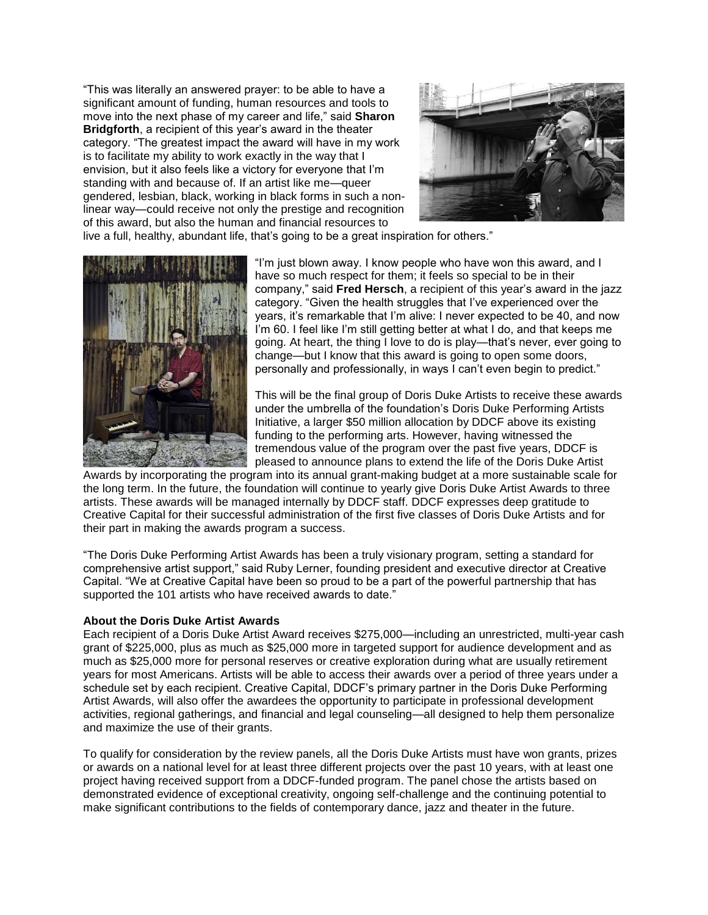"This was literally an answered prayer: to be able to have a significant amount of funding, human resources and tools to move into the next phase of my career and life," said **Sharon Bridgforth**, a recipient of this year's award in the theater category. "The greatest impact the award will have in my work is to facilitate my ability to work exactly in the way that I envision, but it also feels like a victory for everyone that I'm standing with and because of. If an artist like me—queer gendered, lesbian, black, working in black forms in such a non-linear way—could receive not only the prestige and recognition of this award, but also the human and financial resources to live a full, healthy, abundant life, that's going to be a great inspiration for others."

"I'm just blown away. I know people who have won this award, and I have so much respect for them; it feels so special to be in their company," said **Fred Hersch**, a recipient of this year's award in the jazz category. "Given the health struggles that I've experienced over the years, it's remarkable that I'm alive: I never expected to be 40, and now I'm 60. I feel like I'm still getting better at what I do, and that keeps me going. At heart, the thing I love to do is play—that's never, ever going to change—but I know that this award is going to open some doors, personally and professionally, in ways I can't even begin to predict."

This will be the final group of Doris Duke Artists to receive these awards under the umbrella of the foundation's Doris Duke Performing Artists Initiative, a larger $50 million allocation by DDCF above its existing funding to the performing arts. However, having witnessed the tremendous value of the program over the past five years, DDCF is pleased to announce plans to extend the life of the Doris Duke Artist Awards by incorporating the program into its annual grant-making budget at a more sustainable scale for the long term. In the future, the foundation will continue to yearly give Doris Duke Artist Awards to three artists. These awards will be managed internally by DDCF staff. DDCF expresses deep gratitude to Creative Capital for their successful administration of the first five classes of Doris Duke Artists and for their part in making the awards program a success.

"The Doris Duke Performing Artist Awards has been a truly visionary program, setting a standard for comprehensive artist support," said Ruby Lerner, founding president and executive director at Creative Capital. "We at Creative Capital have been so proud to be a part of the powerful partnership that has supported the 101 artists who have received awards to date."

**About the Doris Duke Artist Awards**

Each recipient of a Doris Duke Artist Award receives $275,000—including an unrestricted, multi-year cash grant of $225,000, plus as much as $25,000 more in targeted support for audience development and as much as $25,000 more for personal reserves or creative exploration during what are usually retirement years for most Americans. Artists will be able to access their awards over a period of three years under a schedule set by each recipient. Creative Capital, DDCF's primary partner in the Doris Duke Performing Artist Awards, will also offer the awardees the opportunity to participate in professional development activities, regional gatherings, and financial and legal counseling—all designed to help them personalize and maximize the use of their grants.

To qualify for consideration by the review panels, all the Doris Duke Artists must have won grants, prizes or awards on a national level for at least three different projects over the past 10 years, with at least one project having received support from a DDCF-funded program. The panel chose the artists based on demonstrated evidence of exceptional creativity, ongoing self-challenge and the continuing potential to make significant contributions to the fields of contemporary dance, jazz and theater in the future.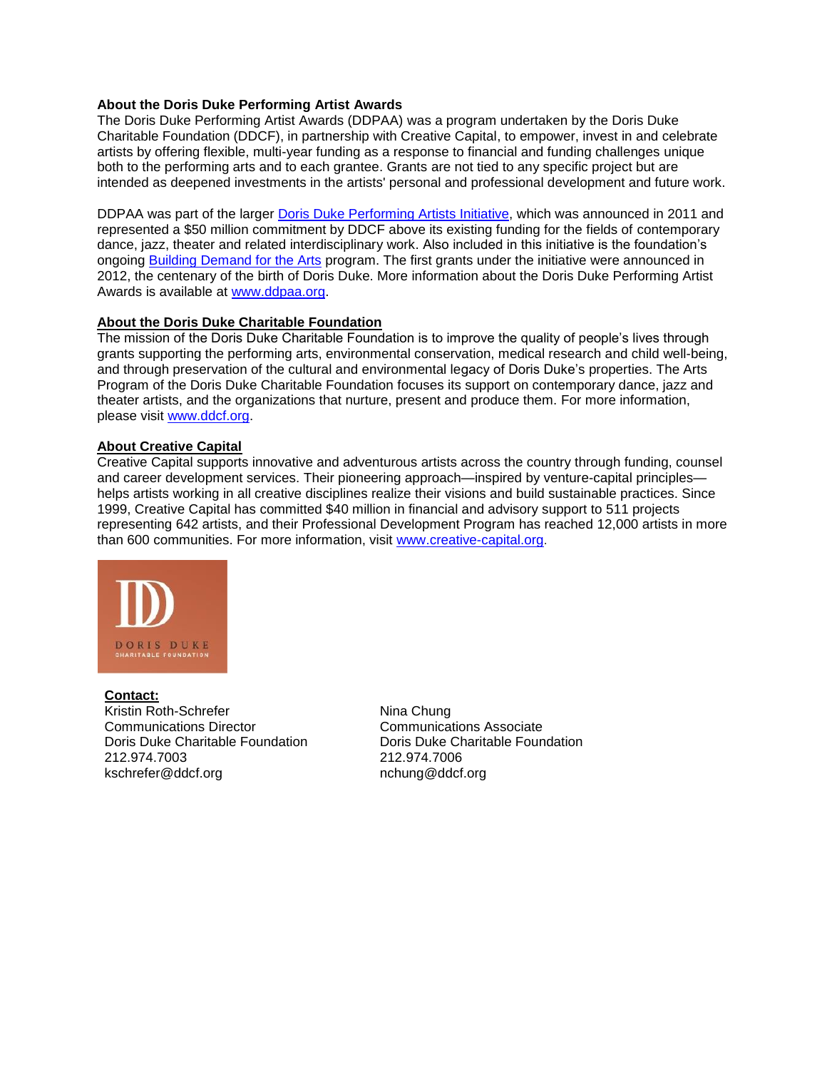**About the Doris Duke Performing Artist Awards**

The Doris Duke Performing Artist Awards (DDPAA) was a program undertaken by the Doris Duke Charitable Foundation (DDCF), in partnership with Creative Capital, to empower, invest in and celebrate artists by offering flexible, multi-year funding as a response to financial and funding challenges unique both to the performing arts and to each grantee. Grants are not tied to any specific project but are intended as deepened investments in the artists' personal and professional development and future work.

DDPAA was part of the larger [Doris Duke Performing Artists Initiative](), which was announced in 2011 and represented a $50 million commitment by DDCF above its existing funding for the fields of contemporary dance, jazz, theater and related interdisciplinary work. Also included in this initiative is the foundation's ongoing [Building Demand for the Arts]() program. The first grants under the initiative were announced in 2012, the centenary of the birth of Doris Duke. More information about the Doris Duke Performing Artist Awards is available at [www.ddpaa.org](www.ddpaa.org).

**About the Doris Duke Charitable Foundation**

The mission of the Doris Duke Charitable Foundation is to improve the quality of people's lives through grants supporting the performing arts, environmental conservation, medical research and child well-being, and through preservation of the cultural and environmental legacy of Doris Duke's properties. The Arts Program of the Doris Duke Charitable Foundation focuses its support on contemporary dance, jazz and theater artists, and the organizations that nurture, present and produce them. For more information, please visit [www.ddcf.org](www.ddcf.org).

**About Creative Capital**

Creative Capital supports innovative and adventurous artists across the country through funding, counsel and career development services. Their pioneering approach—inspired by venture-capital principles—helps artists working in all creative disciplines realize their visions and build sustainable practices. Since 1999, Creative Capital has committed $40 million in financial and advisory support to 511 projects representing 642 artists, and their Professional Development Program has reached 12,000 artists in more than 600 communities. For more information, visit [www.creative-capital.org](www.creative-capital.org).

DD
DORIS DUKE
CHARITABLE FOUNDATION

**Contact:**

Kristin Roth-Schrefer
Communications Director
Doris Duke Charitable Foundation
212.974.7003
kschrefer@ddcf.org

Nina Chung
Communications Associate
Doris Duke Charitable Foundation
212.974.7006
nchung@ddcf.org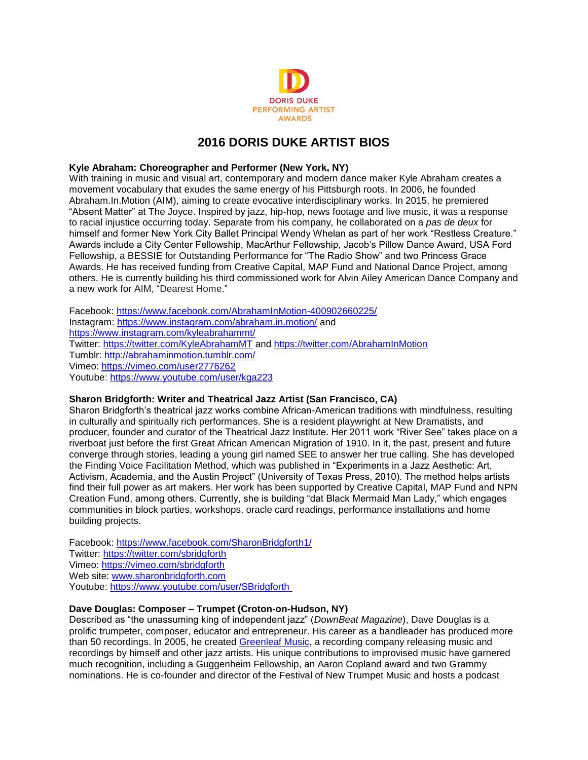DORIS DUKE
PERFORMING ARTIST
AWARDS

# 2016 DORIS DUKE ARTIST BIOS

**Kyle Abraham: Choreographer and Performer (New York, NY)**
With training in music and visual art, contemporary and modern dance maker Kyle Abraham creates a movement vocabulary that exudes the same energy of his Pittsburgh roots. In 2006, he founded Abraham.In.Motion (AIM), aiming to create evocative interdisciplinary works. In 2015, he premiered "Absent Matter" at The Joyce. Inspired by jazz, hip-hop, news footage and live music, it was a response to racial injustice occurring today. Separate from his company, he collaborated on a *pas de deux* for himself and former New York City Ballet Principal Wendy Whelan as part of her work "Restless Creature." Awards include a City Center Fellowship, MacArthur Fellowship, Jacob's Pillow Dance Award, USA Ford Fellowship, a BESSIE for Outstanding Performance for "The Radio Show" and two Princess Grace Awards. He has received funding from Creative Capital, MAP Fund and National Dance Project, among others. He is currently building his third commissioned work for Alvin Ailey American Dance Company and a new work for AIM, "Dearest Home."

Facebook: https://www.facebook.com/AbrahamInMotion-400902660225/
Instagram: https://www.instagram.com/abraham.in.motion/ and https://www.instagram.com/kyleabrahammt/
Twitter: https://twitter.com/KyleAbrahamMT and https://twitter.com/AbrahamInMotion
Tumblr: http://abrahaminmotion.tumblr.com/
Vimeo: https://vimeo.com/user2776262
Youtube: https://www.youtube.com/user/kga223

**Sharon Bridgforth: Writer and Theatrical Jazz Artist (San Francisco, CA)**
Sharon Bridgforth's theatrical jazz works combine African-American traditions with mindfulness, resulting in culturally and spiritually rich performances. She is a resident playwright at New Dramatists, and producer, founder and curator of the Theatrical Jazz Institute. Her 2011 work "River See" takes place on a riverboat just before the first Great African American Migration of 1910. In it, the past, present and future converge through stories, leading a young girl named SEE to answer her true calling. She has developed the Finding Voice Facilitation Method, which was published in "Experiments in a Jazz Aesthetic: Art, Activism, Academia, and the Austin Project" (University of Texas Press, 2010). The method helps artists find their full power as art makers. Her work has been supported by Creative Capital, MAP Fund and NPN Creation Fund, among others. Currently, she is building "dat Black Mermaid Man Lady," which engages communities in block parties, workshops, oracle card readings, performance installations and home building projects.

Facebook: https://www.facebook.com/SharonBridgforth1/
Twitter: https://twitter.com/sbridgforth
Vimeo: https://vimeo.com/sbridgforth
Web site: www.sharonbridgforth.com
Youtube: https://www.youtube.com/user/SBridgforth

**Dave Douglas: Composer – Trumpet (Croton-on-Hudson, NY)**
Described as "the unassuming king of independent jazz" (*DownBeat Magazine*), Dave Douglas is a prolific trumpeter, composer, educator and entrepreneur. His career as a bandleader has produced more than 50 recordings. In 2005, he created Greenleaf Music, a recording company releasing music and recordings by himself and other jazz artists. His unique contributions to improvised music have garnered much recognition, including a Guggenheim Fellowship, an Aaron Copland award and two Grammy nominations. He is co-founder and director of the Festival of New Trumpet Music and hosts a podcast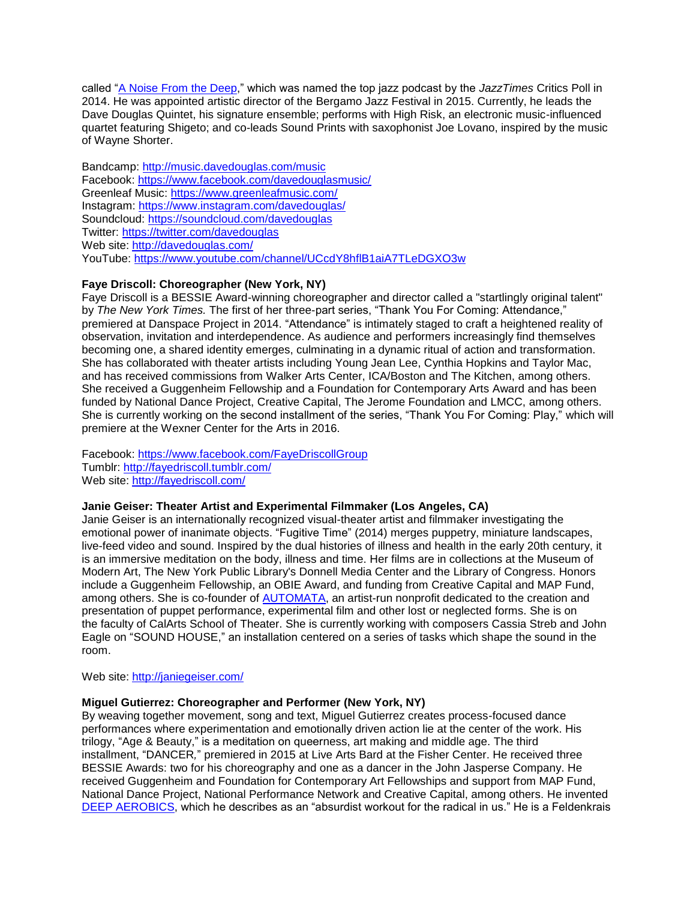called "[A Noise From the Deep](#)," which was named the top jazz podcast by the *JazzTimes* Critics Poll in 2014. He was appointed artistic director of the Bergamo Jazz Festival in 2015. Currently, he leads the Dave Douglas Quintet, his signature ensemble; performs with High Risk, an electronic music-influenced quartet featuring Shigeto; and co-leads Sound Prints with saxophonist Joe Lovano, inspired by the music of Wayne Shorter.

Bandcamp: http://music.davedouglas.com/music
Facebook: https://www.facebook.com/davedouglasmusic/
Greenleaf Music: https://www.greenleafmusic.com/
Instagram: https://www.instagram.com/davedouglas/
Soundcloud: https://soundcloud.com/davedouglas
Twitter: https://twitter.com/davedouglas
Web site: http://davedouglas.com/
YouTube: https://www.youtube.com/channel/UCcdY8hflB1aiA7TLeDGXO3w

**Faye Driscoll: Choreographer (New York, NY)**
Faye Driscoll is a BESSIE Award-winning choreographer and director called a "startlingly original talent" by *The New York Times.* The first of her three-part series, "Thank You For Coming: Attendance," premiered at Danspace Project in 2014. "Attendance" is intimately staged to craft a heightened reality of observation, invitation and interdependence. As audience and performers increasingly find themselves becoming one, a shared identity emerges, culminating in a dynamic ritual of action and transformation. She has collaborated with theater artists including Young Jean Lee, Cynthia Hopkins and Taylor Mac, and has received commissions from Walker Arts Center, ICA/Boston and The Kitchen, among others. She received a Guggenheim Fellowship and a Foundation for Contemporary Arts Award and has been funded by National Dance Project, Creative Capital, The Jerome Foundation and LMCC, among others. She is currently working on the second installment of the series, "Thank You For Coming: Play," which will premiere at the Wexner Center for the Arts in 2016.

Facebook: https://www.facebook.com/FayeDriscollGroup
Tumblr: http://fayedriscoll.tumblr.com/
Web site: http://fayedriscoll.com/

**Janie Geiser: Theater Artist and Experimental Filmmaker (Los Angeles, CA)**
Janie Geiser is an internationally recognized visual-theater artist and filmmaker investigating the emotional power of inanimate objects. "Fugitive Time" (2014) merges puppetry, miniature landscapes, live-feed video and sound. Inspired by the dual histories of illness and health in the early 20th century, it is an immersive meditation on the body, illness and time. Her films are in collections at the Museum of Modern Art, The New York Public Library's Donnell Media Center and the Library of Congress. Honors include a Guggenheim Fellowship, an OBIE Award, and funding from Creative Capital and MAP Fund, among others. She is co-founder of [AUTOMATA](#), an artist-run nonprofit dedicated to the creation and presentation of puppet performance, experimental film and other lost or neglected forms. She is on the faculty of CalArts School of Theater. She is currently working with composers Cassia Streb and John Eagle on "SOUND HOUSE," an installation centered on a series of tasks which shape the sound in the room.

Web site: http://janiegeiser.com/

**Miguel Gutierrez: Choreographer and Performer (New York, NY)**
By weaving together movement, song and text, Miguel Gutierrez creates process-focused dance performances where experimentation and emotionally driven action lie at the center of the work. His trilogy, "Age & Beauty," is a meditation on queerness, art making and middle age. The third installment, "DANCER," premiered in 2015 at Live Arts Bard at the Fisher Center. He received three BESSIE Awards: two for his choreography and one as a dancer in the John Jasperse Company. He received Guggenheim and Foundation for Contemporary Art Fellowships and support from MAP Fund, National Dance Project, National Performance Network and Creative Capital, among others. He invented [DEEP AEROBICS](#), which he describes as an "absurdist workout for the radical in us." He is a Feldenkrais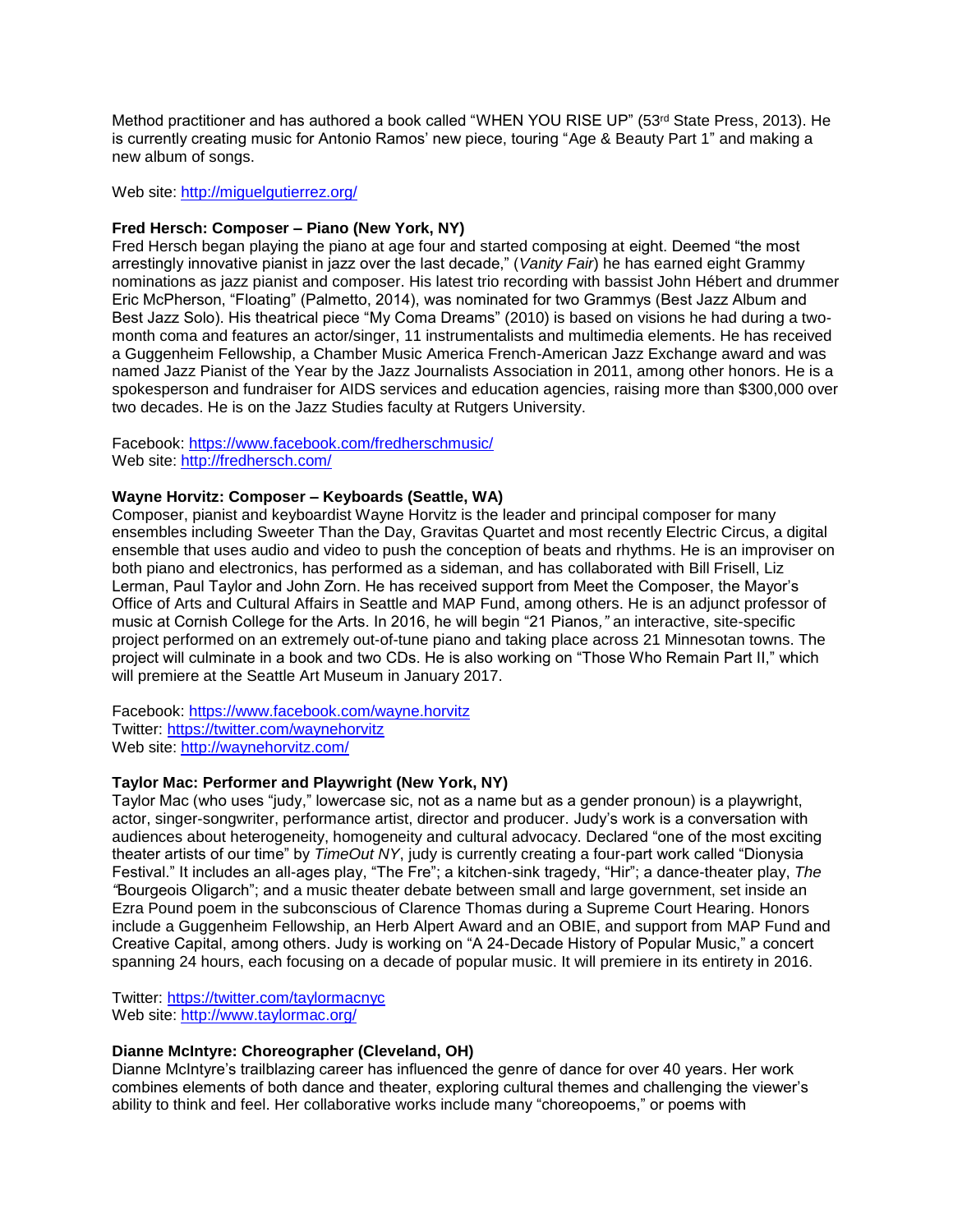Method practitioner and has authored a book called "WHEN YOU RISE UP" (53rd State Press, 2013). He is currently creating music for Antonio Ramos' new piece, touring "Age & Beauty Part 1" and making a new album of songs.

Web site: http://miguelgutierrez.org/

**Fred Hersch: Composer – Piano (New York, NY)**
Fred Hersch began playing the piano at age four and started composing at eight. Deemed "the most arrestingly innovative pianist in jazz over the last decade," (*Vanity Fair*) he has earned eight Grammy nominations as jazz pianist and composer. His latest trio recording with bassist John Hébert and drummer Eric McPherson, "Floating" (Palmetto, 2014), was nominated for two Grammys (Best Jazz Album and Best Jazz Solo). His theatrical piece "My Coma Dreams" (2010) is based on visions he had during a two-month coma and features an actor/singer, 11 instrumentalists and multimedia elements. He has received a Guggenheim Fellowship, a Chamber Music America French-American Jazz Exchange award and was named Jazz Pianist of the Year by the Jazz Journalists Association in 2011, among other honors. He is a spokesperson and fundraiser for AIDS services and education agencies, raising more than $300,000 over two decades. He is on the Jazz Studies faculty at Rutgers University.

Facebook: https://www.facebook.com/fredherschmusic/
Web site: http://fredhersch.com/

**Wayne Horvitz: Composer – Keyboards (Seattle, WA)**
Composer, pianist and keyboardist Wayne Horvitz is the leader and principal composer for many ensembles including Sweeter Than the Day, Gravitas Quartet and most recently Electric Circus, a digital ensemble that uses audio and video to push the conception of beats and rhythms. He is an improviser on both piano and electronics, has performed as a sideman, and has collaborated with Bill Frisell, Liz Lerman, Paul Taylor and John Zorn. He has received support from Meet the Composer, the Mayor's Office of Arts and Cultural Affairs in Seattle and MAP Fund, among others. He is an adjunct professor of music at Cornish College for the Arts. In 2016, he will begin "21 Pianos," an interactive, site-specific project performed on an extremely out-of-tune piano and taking place across 21 Minnesotan towns. The project will culminate in a book and two CDs. He is also working on "Those Who Remain Part II," which will premiere at the Seattle Art Museum in January 2017.

Facebook: https://www.facebook.com/wayne.horvitz
Twitter: https://twitter.com/waynehorvitz
Web site: http://waynehorvitz.com/

**Taylor Mac: Performer and Playwright (New York, NY)**
Taylor Mac (who uses "judy," lowercase sic, not as a name but as a gender pronoun) is a playwright, actor, singer-songwriter, performance artist, director and producer. Judy's work is a conversation with audiences about heterogeneity, homogeneity and cultural advocacy. Declared "one of the most exciting theater artists of our time" by *TimeOut NY*, judy is currently creating a four-part work called "Dionysia Festival." It includes an all-ages play, "The Fre"; a kitchen-sink tragedy, "Hir"; a dance-theater play, *The "*Bourgeois Oligarch"; and a music theater debate between small and large government, set inside an Ezra Pound poem in the subconscious of Clarence Thomas during a Supreme Court Hearing. Honors include a Guggenheim Fellowship, an Herb Alpert Award and an OBIE, and support from MAP Fund and Creative Capital, among others. Judy is working on "A 24-Decade History of Popular Music," a concert spanning 24 hours, each focusing on a decade of popular music. It will premiere in its entirety in 2016.

Twitter: https://twitter.com/taylormacnyc
Web site: http://www.taylormac.org/

**Dianne McIntyre: Choreographer (Cleveland, OH)**
Dianne McIntyre's trailblazing career has influenced the genre of dance for over 40 years. Her work combines elements of both dance and theater, exploring cultural themes and challenging the viewer's ability to think and feel. Her collaborative works include many "choreopoems," or poems with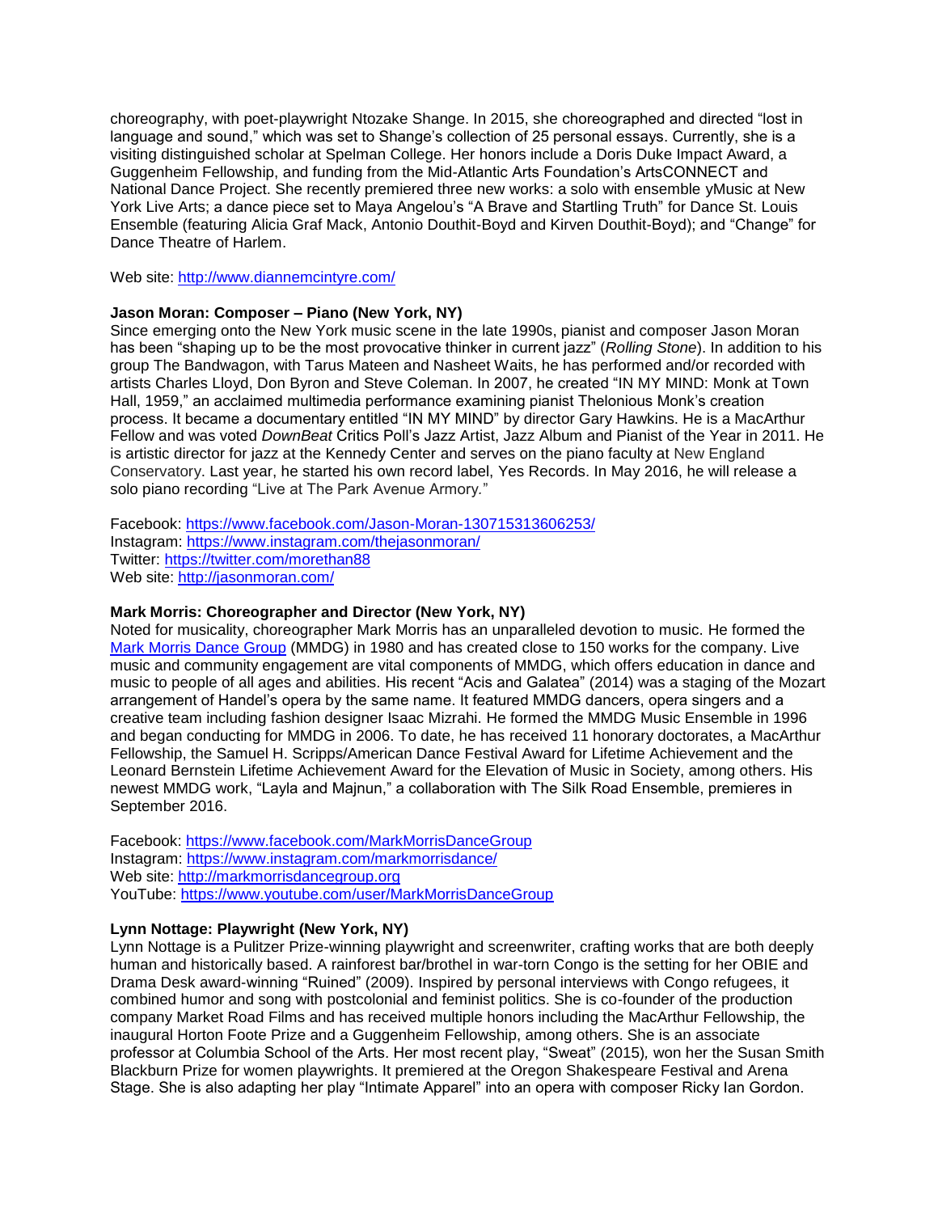choreography, with poet-playwright Ntozake Shange. In 2015, she choreographed and directed "lost in language and sound," which was set to Shange's collection of 25 personal essays. Currently, she is a visiting distinguished scholar at Spelman College. Her honors include a Doris Duke Impact Award, a Guggenheim Fellowship, and funding from the Mid-Atlantic Arts Foundation's ArtsCONNECT and National Dance Project. She recently premiered three new works: a solo with ensemble yMusic at New York Live Arts; a dance piece set to Maya Angelou's "A Brave and Startling Truth" for Dance St. Louis Ensemble (featuring Alicia Graf Mack, Antonio Douthit-Boyd and Kirven Douthit-Boyd); and "Change" for Dance Theatre of Harlem.

Web site: [http://www.diannemcintyre.com/](http://www.diannemcintyre.com/)

**Jason Moran: Composer – Piano (New York, NY)**
Since emerging onto the New York music scene in the late 1990s, pianist and composer Jason Moran has been "shaping up to be the most provocative thinker in current jazz" (*Rolling Stone*). In addition to his group The Bandwagon, with Tarus Mateen and Nasheet Waits, he has performed and/or recorded with artists Charles Lloyd, Don Byron and Steve Coleman. In 2007, he created "IN MY MIND: Monk at Town Hall, 1959," an acclaimed multimedia performance examining pianist Thelonious Monk's creation process. It became a documentary entitled "IN MY MIND" by director Gary Hawkins. He is a MacArthur Fellow and was voted *DownBeat* Critics Poll's Jazz Artist, Jazz Album and Pianist of the Year in 2011. He is artistic director for jazz at the Kennedy Center and serves on the piano faculty at New England Conservatory. Last year, he started his own record label, Yes Records. In May 2016, he will release a solo piano recording "Live at The Park Avenue Armory."

Facebook: [https://www.facebook.com/Jason-Moran-130715313606253/](https://www.facebook.com/Jason-Moran-130715313606253/)
Instagram: [https://www.instagram.com/thejasonmoran/](https://www.instagram.com/thejasonmoran/)
Twitter: [https://twitter.com/morethan88](https://twitter.com/morethan88)
Web site: [http://jasonmoran.com/](http://jasonmoran.com/)

**Mark Morris: Choreographer and Director (New York, NY)**
Noted for musicality, choreographer Mark Morris has an unparalleled devotion to music. He formed the [Mark Morris Dance Group](http://markmorrisdancegroup.org) (MMDG) in 1980 and has created close to 150 works for the company. Live music and community engagement are vital components of MMDG, which offers education in dance and music to people of all ages and abilities. His recent "Acis and Galatea" (2014) was a staging of the Mozart arrangement of Handel's opera by the same name. It featured MMDG dancers, opera singers and a creative team including fashion designer Isaac Mizrahi. He formed the MMDG Music Ensemble in 1996 and began conducting for MMDG in 2006. To date, he has received 11 honorary doctorates, a MacArthur Fellowship, the Samuel H. Scripps/American Dance Festival Award for Lifetime Achievement and the Leonard Bernstein Lifetime Achievement Award for the Elevation of Music in Society, among others. His newest MMDG work, "Layla and Majnun," a collaboration with The Silk Road Ensemble, premieres in September 2016.

Facebook: [https://www.facebook.com/MarkMorrisDanceGroup](https://www.facebook.com/MarkMorrisDanceGroup)
Instagram: [https://www.instagram.com/markmorrisdance/](https://www.instagram.com/markmorrisdance/)
Web site: [http://markmorrisdancegroup.org](http://markmorrisdancegroup.org)
YouTube: [https://www.youtube.com/user/MarkMorrisDanceGroup](https://www.youtube.com/user/MarkMorrisDanceGroup)

**Lynn Nottage: Playwright (New York, NY)**
Lynn Nottage is a Pulitzer Prize-winning playwright and screenwriter, crafting works that are both deeply human and historically based. A rainforest bar/brothel in war-torn Congo is the setting for her OBIE and Drama Desk award-winning "Ruined" (2009). Inspired by personal interviews with Congo refugees, it combined humor and song with postcolonial and feminist politics. She is co-founder of the production company Market Road Films and has received multiple honors including the MacArthur Fellowship, the inaugural Horton Foote Prize and a Guggenheim Fellowship, among others. She is an associate professor at Columbia School of the Arts. Her most recent play, "Sweat" (2015), won her the Susan Smith Blackburn Prize for women playwrights. It premiered at the Oregon Shakespeare Festival and Arena Stage. She is also adapting her play "Intimate Apparel" into an opera with composer Ricky Ian Gordon.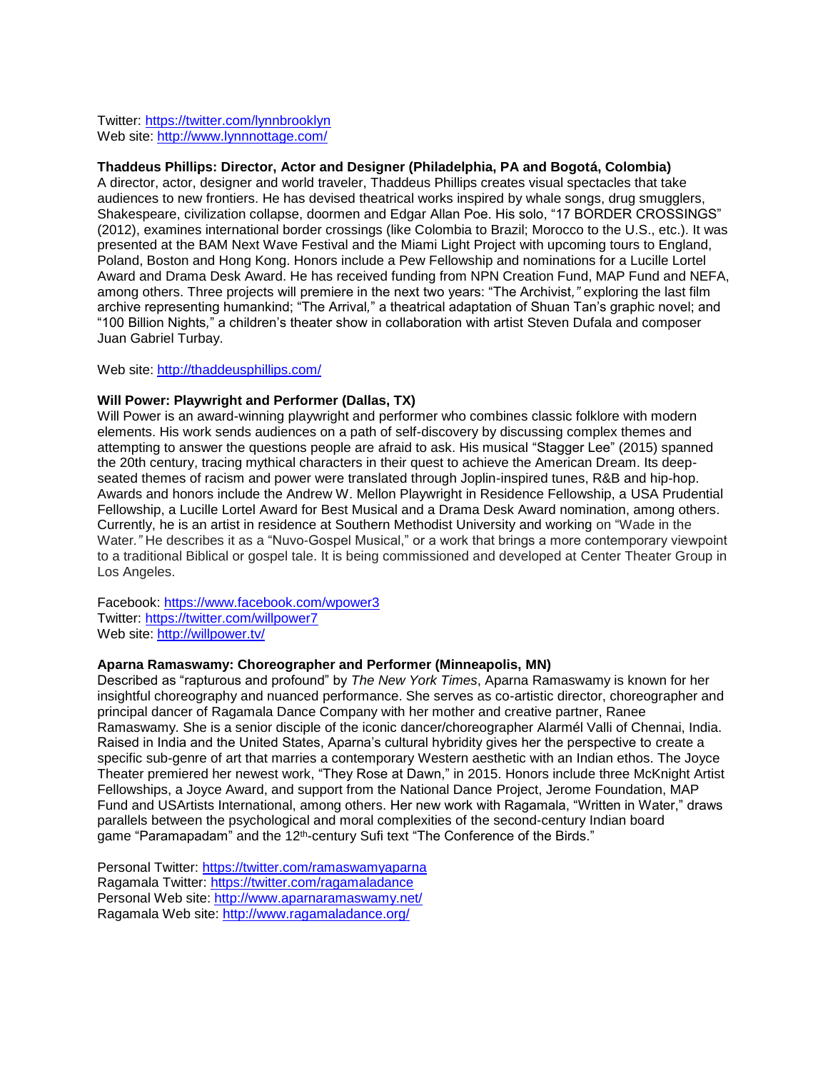Twitter: https://twitter.com/lynnbrooklyn
Web site: http://www.lynnnottage.com/

**Thaddeus Phillips: Director, Actor and Designer (Philadelphia, PA and Bogotá, Colombia)**
A director, actor, designer and world traveler, Thaddeus Phillips creates visual spectacles that take audiences to new frontiers. He has devised theatrical works inspired by whale songs, drug smugglers, Shakespeare, civilization collapse, doormen and Edgar Allan Poe. His solo, "17 BORDER CROSSINGS" (2012), examines international border crossings (like Colombia to Brazil; Morocco to the U.S., etc.). It was presented at the BAM Next Wave Festival and the Miami Light Project with upcoming tours to England, Poland, Boston and Hong Kong. Honors include a Pew Fellowship and nominations for a Lucille Lortel Award and Drama Desk Award. He has received funding from NPN Creation Fund, MAP Fund and NEFA, among others. Three projects will premiere in the next two years: "The Archivist," exploring the last film archive representing humankind; "The Arrival," a theatrical adaptation of Shuan Tan's graphic novel; and "100 Billion Nights," a children's theater show in collaboration with artist Steven Dufala and composer Juan Gabriel Turbay.

Web site: http://thaddeusphillips.com/

**Will Power: Playwright and Performer (Dallas, TX)**
Will Power is an award-winning playwright and performer who combines classic folklore with modern elements. His work sends audiences on a path of self-discovery by discussing complex themes and attempting to answer the questions people are afraid to ask. His musical "Stagger Lee" (2015) spanned the 20th century, tracing mythical characters in their quest to achieve the American Dream. Its deep-seated themes of racism and power were translated through Joplin-inspired tunes, R&B and hip-hop. Awards and honors include the Andrew W. Mellon Playwright in Residence Fellowship, a USA Prudential Fellowship, a Lucille Lortel Award for Best Musical and a Drama Desk Award nomination, among others. Currently, he is an artist in residence at Southern Methodist University and working on "Wade in the Water." He describes it as a "Nuvo-Gospel Musical," or a work that brings a more contemporary viewpoint to a traditional Biblical or gospel tale. It is being commissioned and developed at Center Theater Group in Los Angeles.

Facebook: https://www.facebook.com/wpower3
Twitter: https://twitter.com/willpower7
Web site: http://willpower.tv/

**Aparna Ramaswamy: Choreographer and Performer (Minneapolis, MN)**
Described as "rapturous and profound" by *The New York Times*, Aparna Ramaswamy is known for her insightful choreography and nuanced performance. She serves as co-artistic director, choreographer and principal dancer of Ragamala Dance Company with her mother and creative partner, Ranee Ramaswamy. She is a senior disciple of the iconic dancer/choreographer Alarmél Valli of Chennai, India. Raised in India and the United States, Aparna's cultural hybridity gives her the perspective to create a specific sub-genre of art that marries a contemporary Western aesthetic with an Indian ethos. The Joyce Theater premiered her newest work, "They Rose at Dawn," in 2015. Honors include three McKnight Artist Fellowships, a Joyce Award, and support from the National Dance Project, Jerome Foundation, MAP Fund and USArtists International, among others. Her new work with Ragamala, "Written in Water," draws parallels between the psychological and moral complexities of the second-century Indian board game "Paramapadam" and the 12th-century Sufi text "The Conference of the Birds."

Personal Twitter: https://twitter.com/ramaswamyaparna
Ragamala Twitter: https://twitter.com/ragamaladance
Personal Web site: http://www.aparnaramaswamy.net/
Ragamala Web site: http://www.ragamaladance.org/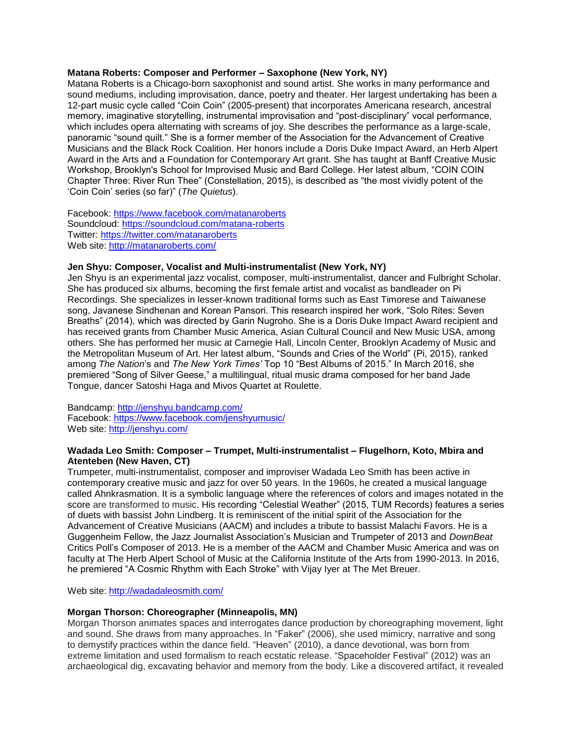**Matana Roberts: Composer and Performer – Saxophone (New York, NY)**

Matana Roberts is a Chicago-born saxophonist and sound artist. She works in many performance and sound mediums, including improvisation, dance, poetry and theater. Her largest undertaking has been a 12-part music cycle called "Coin Coin" (2005-present) that incorporates Americana research, ancestral memory, imaginative storytelling, instrumental improvisation and "post-disciplinary" vocal performance, which includes opera alternating with screams of joy. She describes the performance as a large-scale, panoramic "sound quilt." She is a former member of the Association for the Advancement of Creative Musicians and the Black Rock Coalition. Her honors include a Doris Duke Impact Award, an Herb Alpert Award in the Arts and a Foundation for Contemporary Art grant. She has taught at Banff Creative Music Workshop, Brooklyn's School for Improvised Music and Bard College. Her latest album, "COIN COIN Chapter Three: River Run Thee" (Constellation, 2015), is described as "the most vividly potent of the 'Coin Coin' series (so far)" (*The Quietus*).

Facebook: https://www.facebook.com/matanaroberts
Soundcloud: https://soundcloud.com/matana-roberts
Twitter: https://twitter.com/matanaroberts
Web site: http://matanaroberts.com/

**Jen Shyu: Composer, Vocalist and Multi-instrumentalist (New York, NY)**

Jen Shyu is an experimental jazz vocalist, composer, multi-instrumentalist, dancer and Fulbright Scholar. She has produced six albums, becoming the first female artist and vocalist as bandleader on Pi Recordings. She specializes in lesser-known traditional forms such as East Timorese and Taiwanese song, Javanese Sindhenan and Korean Pansori. This research inspired her work, "Solo Rites: Seven Breaths" (2014), which was directed by Garin Nugroho. She is a Doris Duke Impact Award recipient and has received grants from Chamber Music America, Asian Cultural Council and New Music USA, among others. She has performed her music at Carnegie Hall, Lincoln Center, Brooklyn Academy of Music and the Metropolitan Museum of Art. Her latest album, "Sounds and Cries of the World" (Pi, 2015), ranked among *The Nation*'s and *The New York Times'* Top 10 "Best Albums of 2015." In March 2016, she premiered "Song of Silver Geese," a multilingual, ritual music drama composed for her band Jade Tongue, dancer Satoshi Haga and Mivos Quartet at Roulette.

Bandcamp: http://jenshyu.bandcamp.com/
Facebook: https://www.facebook.com/jenshyumusic/
Web site: http://jenshyu.com/

**Wadada Leo Smith: Composer – Trumpet, Multi-instrumentalist – Flugelhorn, Koto, Mbira and Atenteben (New Haven, CT)**

Trumpeter, multi-instrumentalist, composer and improviser Wadada Leo Smith has been active in contemporary creative music and jazz for over 50 years. In the 1960s, he created a musical language called Ahnkrasmation. It is a symbolic language where the references of colors and images notated in the score are transformed to music. His recording "Celestial Weather" (2015, TUM Records) features a series of duets with bassist John Lindberg. It is reminiscent of the initial spirit of the Association for the Advancement of Creative Musicians (AACM) and includes a tribute to bassist Malachi Favors. He is a Guggenheim Fellow, the Jazz Journalist Association's Musician and Trumpeter of 2013 and *DownBeat* Critics Poll's Composer of 2013. He is a member of the AACM and Chamber Music America and was on faculty at The Herb Alpert School of Music at the California Institute of the Arts from 1990-2013. In 2016, he premiered "A Cosmic Rhythm with Each Stroke" with Vijay Iyer at The Met Breuer.

Web site: http://wadadaleosmith.com/

**Morgan Thorson: Choreographer (Minneapolis, MN)**

Morgan Thorson animates spaces and interrogates dance production by choreographing movement, light and sound. She draws from many approaches. In "Faker" (2006), she used mimicry, narrative and song to demystify practices within the dance field. "Heaven" (2010), a dance devotional, was born from extreme limitation and used formalism to reach ecstatic release. "Spaceholder Festival" (2012) was an archaeological dig, excavating behavior and memory from the body. Like a discovered artifact, it revealed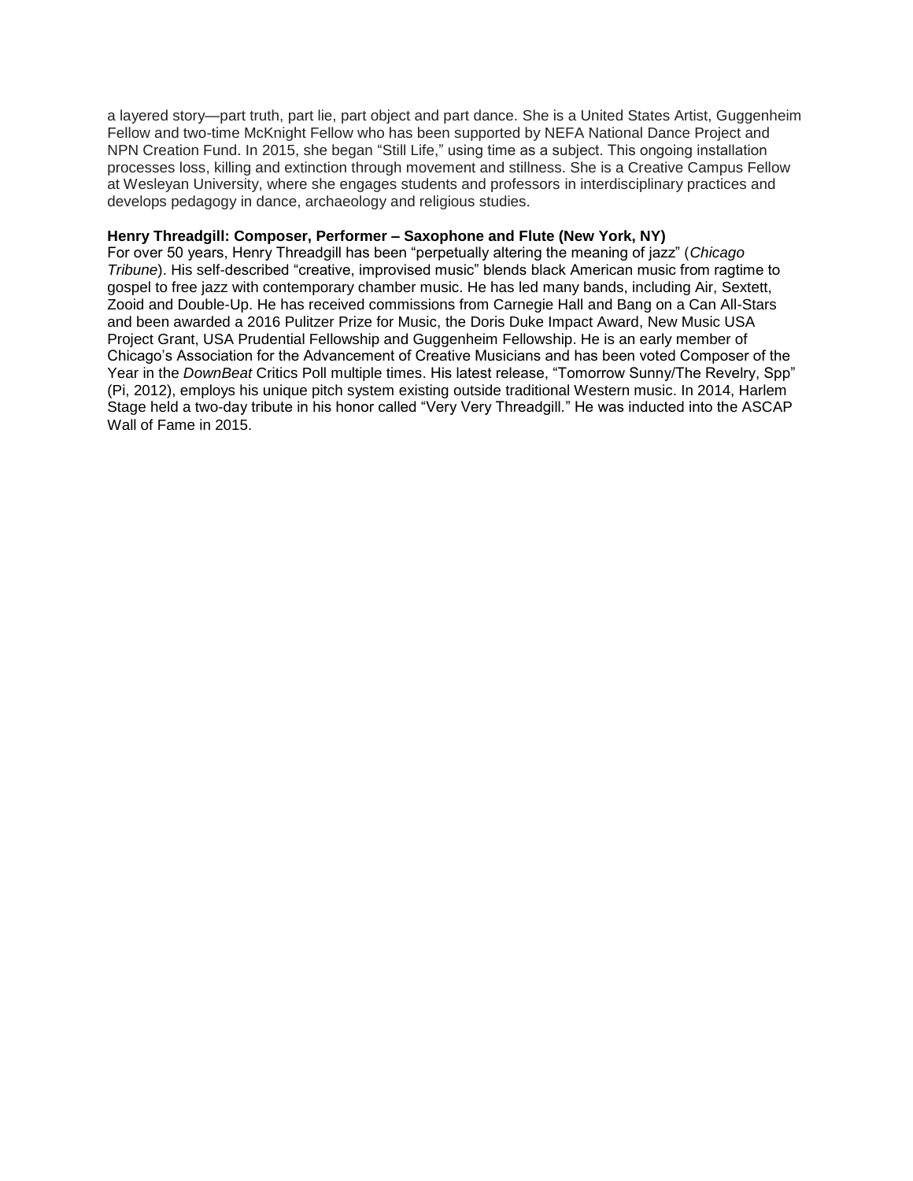a layered story—part truth, part lie, part object and part dance. She is a United States Artist, Guggenheim Fellow and two-time McKnight Fellow who has been supported by NEFA National Dance Project and NPN Creation Fund. In 2015, she began "Still Life," using time as a subject. This ongoing installation processes loss, killing and extinction through movement and stillness. She is a Creative Campus Fellow at Wesleyan University, where she engages students and professors in interdisciplinary practices and develops pedagogy in dance, archaeology and religious studies.

**Henry Threadgill: Composer, Performer – Saxophone and Flute (New York, NY)**

For over 50 years, Henry Threadgill has been "perpetually altering the meaning of jazz" (*Chicago Tribune*). His self-described "creative, improvised music" blends black American music from ragtime to gospel to free jazz with contemporary chamber music. He has led many bands, including Air, Sextett, Zooid and Double-Up. He has received commissions from Carnegie Hall and Bang on a Can All-Stars and been awarded a 2016 Pulitzer Prize for Music, the Doris Duke Impact Award, New Music USA Project Grant, USA Prudential Fellowship and Guggenheim Fellowship. He is an early member of Chicago's Association for the Advancement of Creative Musicians and has been voted Composer of the Year in the *DownBeat* Critics Poll multiple times. His latest release, "Tomorrow Sunny/The Revelry, Spp" (Pi, 2012), employs his unique pitch system existing outside traditional Western music. In 2014, Harlem Stage held a two-day tribute in his honor called "Very Very Threadgill." He was inducted into the ASCAP Wall of Fame in 2015.